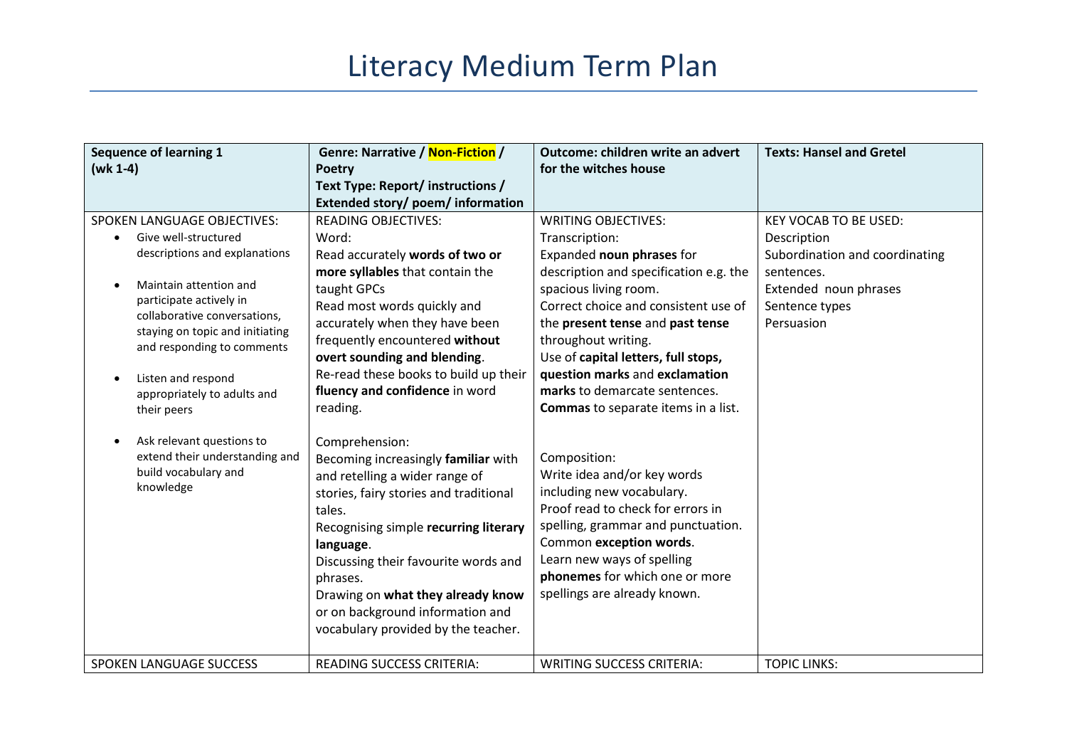# Literacy Medium Term Plan

| **Sequence of learning 1 (wk 1-4)** | **Genre: Narrative / Non-Fiction / Poetry**<br>**Text Type: Report/ instructions / Extended story/ poem/ information** | **Outcome: children write an advert for the witches house** | **Texts: Hansel and Gretel** |
|---|---|---|---|
| SPOKEN LANGUAGE OBJECTIVES:<br>• Give well-structured descriptions and explanations<br>• Maintain attention and participate actively in collaborative conversations, staying on topic and initiating and responding to comments<br>• Listen and respond appropriately to adults and their peers<br>• Ask relevant questions to extend their understanding and build vocabulary and knowledge | READING OBJECTIVES:<br>Word:<br>Read accurately **words of two or more syllables** that contain the taught GPCs<br>Read most words quickly and accurately when they have been frequently encountered **without overt sounding and blending**.<br>Re-read these books to build up their **fluency and confidence** in word reading.<br><br>Comprehension:<br>Becoming increasingly **familiar** with and retelling a wider range of stories, fairy stories and traditional tales.<br>Recognising simple **recurring literary language**.<br>Discussing their favourite words and phrases.<br>Drawing on **what they already know** or on background information and vocabulary provided by the teacher. | WRITING OBJECTIVES:<br>Transcription:<br>Expanded **noun phrases** for description and specification e.g. the spacious living room.<br>Correct choice and consistent use of the **present tense** and **past tense** throughout writing.<br>Use of **capital letters, full stops, question marks** and **exclamation marks** to demarcate sentences.<br>**Commas** to separate items in a list.<br><br>Composition:<br>Write idea and/or key words including new vocabulary.<br>Proof read to check for errors in spelling, grammar and punctuation.<br>Common **exception words**.<br>Learn new ways of spelling **phonemes** for which one or more spellings are already known. | KEY VOCAB TO BE USED:<br>Description<br>Subordination and coordinating sentences.<br>Extended noun phrases<br>Sentence types<br>Persuasion |
| SPOKEN LANGUAGE SUCCESS | READING SUCCESS CRITERIA: | WRITING SUCCESS CRITERIA: | TOPIC LINKS: |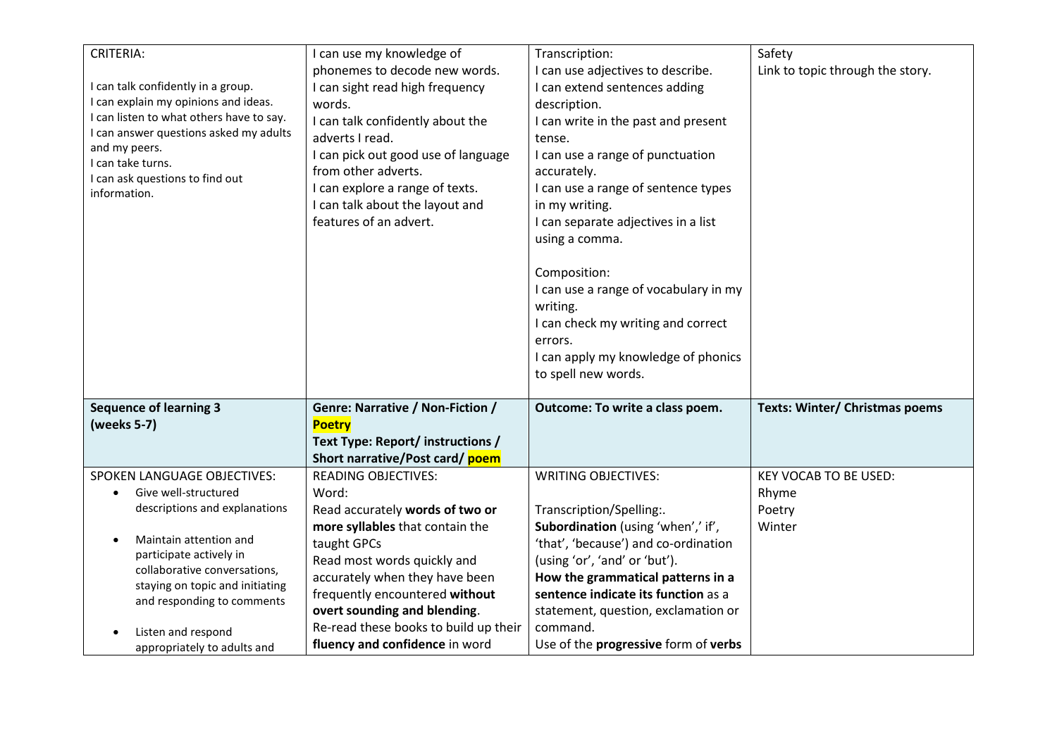| CRITERIA:<br><br>I can talk confidently in a group.<br>I can explain my opinions and ideas.<br>I can listen to what others have to say.<br>I can answer questions asked my adults and my peers.<br>I can take turns.<br>I can ask questions to find out information. | I can use my knowledge of phonemes to decode new words.<br>I can sight read high frequency words.<br>I can talk confidently about the adverts I read.<br>I can pick out good use of language from other adverts.<br>I can explore a range of texts.<br>I can talk about the layout and features of an advert. | Transcription:<br>I can use adjectives to describe.<br>I can extend sentences adding description.<br>I can write in the past and present tense.<br>I can use a range of punctuation accurately.<br>I can use a range of sentence types in my writing.<br>I can separate adjectives in a list using a comma.<br><br>Composition:<br>I can use a range of vocabulary in my writing.<br>I can check my writing and correct errors.<br>I can apply my knowledge of phonics to spell new words. | Safety<br>Link to topic through the story. |
|---|---|---|---|
| **Sequence of learning 3 (weeks 5-7)** | **Genre: Narrative / Non-Fiction / Poetry**<br>**Text Type: Report/ instructions / Short narrative/Post card/ poem** | **Outcome: To write a class poem.** | **Texts: Winter/ Christmas poems** |
| SPOKEN LANGUAGE OBJECTIVES:<br>• Give well-structured descriptions and explanations<br>• Maintain attention and participate actively in collaborative conversations, staying on topic and initiating and responding to comments<br>• Listen and respond appropriately to adults and | READING OBJECTIVES:<br>Word:<br>Read accurately **words of two or more syllables** that contain the taught GPCs<br>Read most words quickly and accurately when they have been frequently encountered **without overt sounding and blending**.<br>Re-read these books to build up their **fluency and confidence** in word | WRITING OBJECTIVES:<br><br>Transcription/Spelling:.<br>**Subordination** (using 'when',' if', 'that', 'because') and co-ordination (using 'or', 'and' or 'but').<br>**How the grammatical patterns in a sentence indicate its function** as a statement, question, exclamation or command.<br>Use of the **progressive** form of **verbs** | KEY VOCAB TO BE USED:<br>Rhyme<br>Poetry<br>Winter |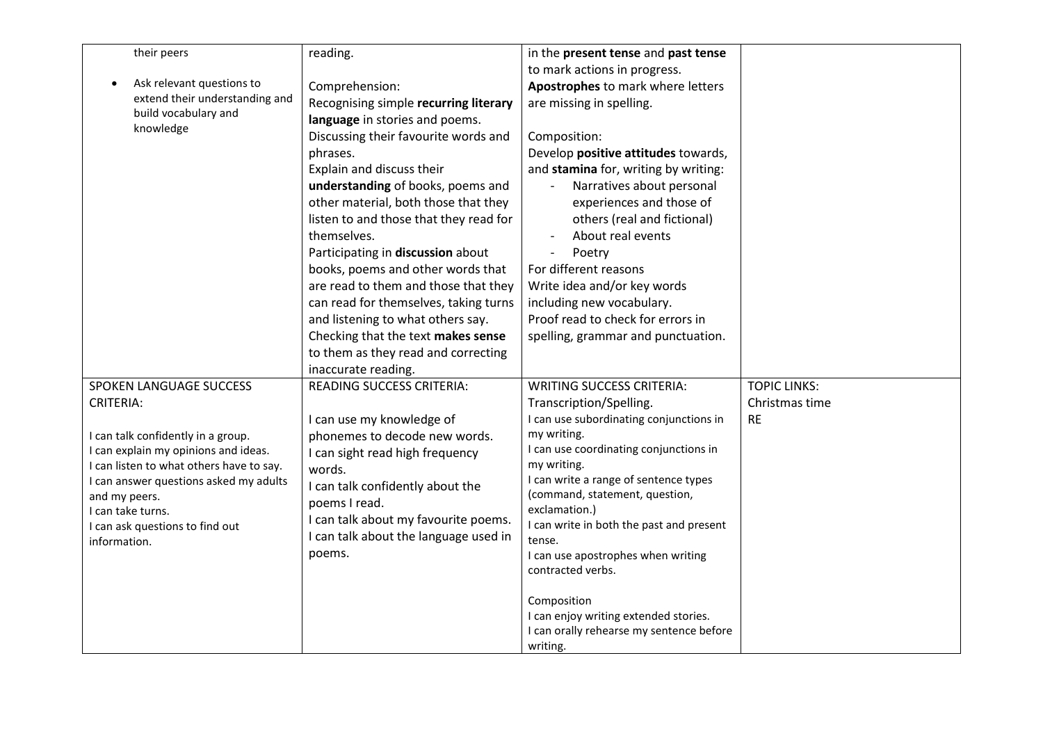| | | | |
|---|---|---|---|
| their peers<br><br>• Ask relevant questions to extend their understanding and build vocabulary and knowledge | reading.<br><br>Comprehension:<br>Recognising simple **recurring literary language** in stories and poems.<br>Discussing their favourite words and phrases.<br>Explain and discuss their **understanding** of books, poems and other material, both those that they listen to and those that they read for themselves.<br>Participating in **discussion** about books, poems and other words that are read to them and those that they can read for themselves, taking turns and listening to what others say.<br>Checking that the text **makes sense** to them as they read and correcting inaccurate reading. | in the **present tense** and **past tense** to mark actions in progress.<br>**Apostrophes** to mark where letters are missing in spelling.<br><br>Composition:<br>Develop **positive attitudes** towards, and **stamina** for, writing by writing:<br>- Narratives about personal experiences and those of others (real and fictional)<br>- About real events<br>- Poetry<br>For different reasons<br>Write idea and/or key words including new vocabulary.<br>Proof read to check for errors in spelling, grammar and punctuation. | |
| SPOKEN LANGUAGE SUCCESS CRITERIA:<br><br>I can talk confidently in a group.<br>I can explain my opinions and ideas.<br>I can listen to what others have to say.<br>I can answer questions asked my adults and my peers.<br>I can take turns.<br>I can ask questions to find out information. | READING SUCCESS CRITERIA:<br><br>I can use my knowledge of phonemes to decode new words.<br>I can sight read high frequency words.<br>I can talk confidently about the poems I read.<br>I can talk about my favourite poems.<br>I can talk about the language used in poems. | WRITING SUCCESS CRITERIA:<br>Transcription/Spelling.<br>I can use subordinating conjunctions in my writing.<br>I can use coordinating conjunctions in my writing.<br>I can write a range of sentence types (command, statement, question, exclamation.)<br>I can write in both the past and present tense.<br>I can use apostrophes when writing contracted verbs.<br><br>Composition<br>I can enjoy writing extended stories.<br>I can orally rehearse my sentence before writing. | TOPIC LINKS:<br>Christmas time<br>RE |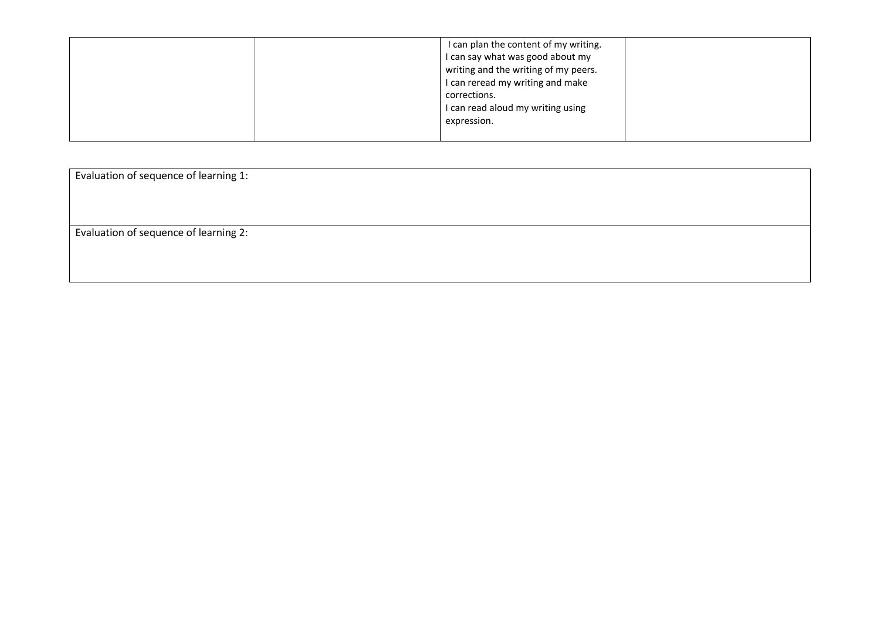| | | | |
|---|---|---|---|
| | | I can plan the content of my writing.<br>I can say what was good about my writing and the writing of my peers.<br>I can reread my writing and make corrections.<br>I can read aloud my writing using expression. | |

| |
|---|
| Evaluation of sequence of learning 1: |
| Evaluation of sequence of learning 2: |